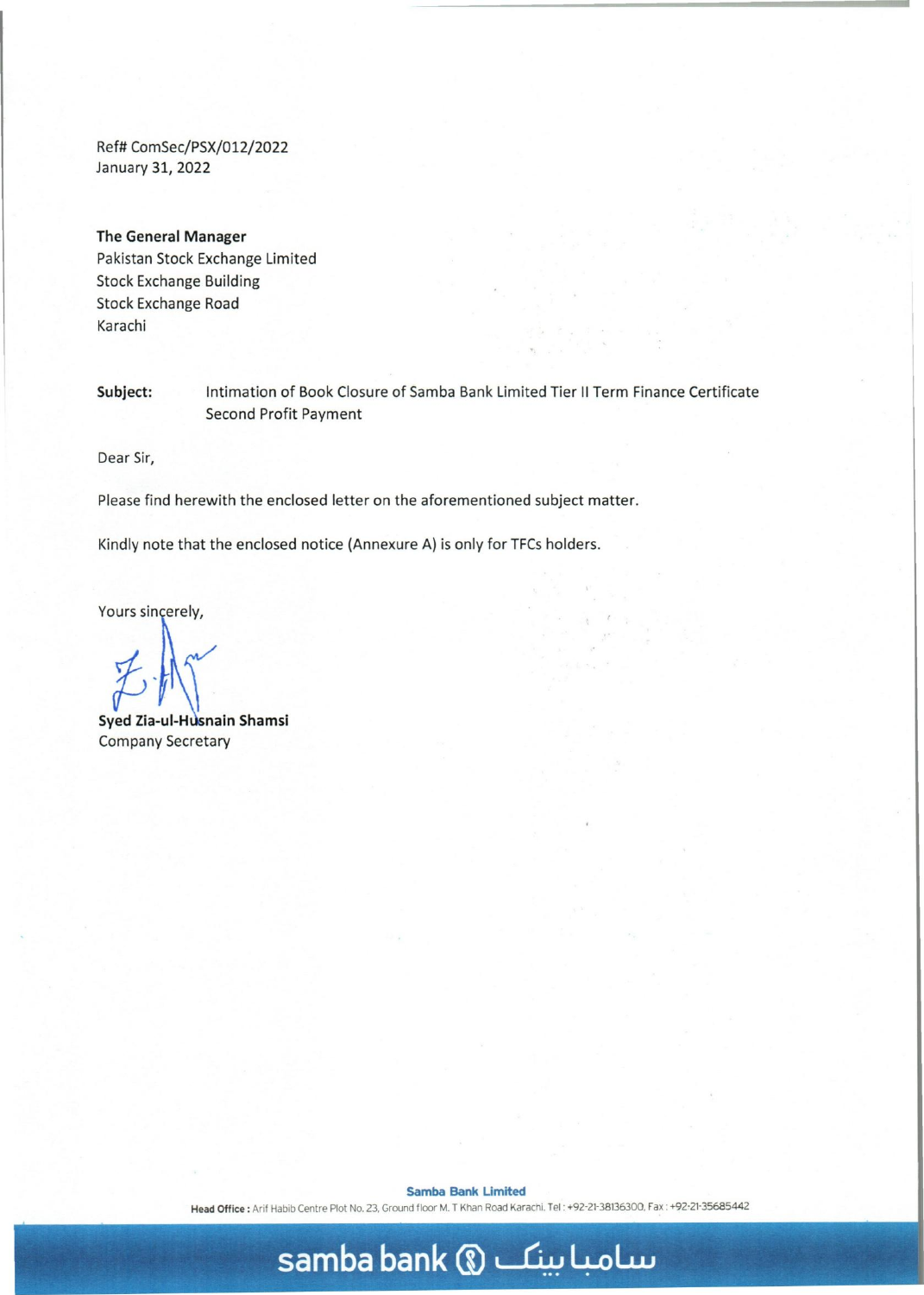Ref# ComSec/PSX/012/2022
January 31, 2022

**The General Manager**
Pakistan Stock Exchange Limited
Stock Exchange Building
Stock Exchange Road
Karachi

**Subject:** Intimation of Book Closure of Samba Bank Limited Tier II Term Finance Certificate Second Profit Payment

Dear Sir,

Please find herewith the enclosed letter on the aforementioned subject matter.

Kindly note that the enclosed notice (Annexure A) is only for TFCs holders.

Yours sincerely,

**Syed Zia-ul-Husnain Shamsi**
Company Secretary

**Samba Bank Limited**
**Head Office :** Arif Habib Centre Plot No. 23, Ground floor M. T Khan Road Karachi. Tel : +92-21-38136300, Fax : +92-21-35685442

samba bank سامبا بینک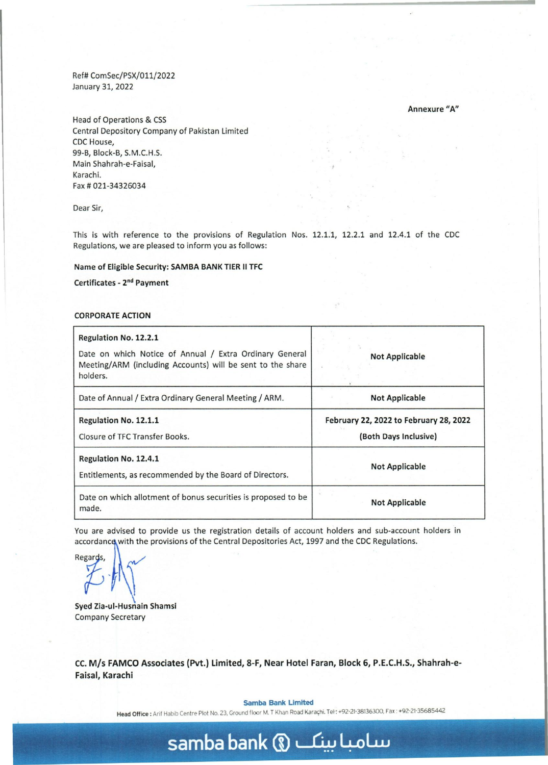Ref# ComSec/PSX/011/2022
January 31, 2022

**Annexure "A"**

Head of Operations & CSS
Central Depository Company of Pakistan Limited
CDC House,
99-B, Block-B, S.M.C.H.S.
Main Shahrah-e-Faisal,
Karachi.
Fax # 021-34326034

Dear Sir,

This is with reference to the provisions of Regulation Nos. 12.1.1, 12.2.1 and 12.4.1 of the CDC Regulations, we are pleased to inform you as follows:

**Name of Eligible Security: SAMBA BANK TIER II TFC**

**Certificates - 2nd Payment**

**CORPORATE ACTION**

| | |
|---|---|
| **Regulation No. 12.2.1**<br>Date on which Notice of Annual / Extra Ordinary General Meeting/ARM (including Accounts) will be sent to the share holders. | **Not Applicable** |
| Date of Annual / Extra Ordinary General Meeting / ARM. | **Not Applicable** |
| **Regulation No. 12.1.1**<br>Closure of TFC Transfer Books. | **February 22, 2022 to February 28, 2022**<br>**(Both Days Inclusive)** |
| **Regulation No. 12.4.1**<br>Entitlements, as recommended by the Board of Directors. | **Not Applicable** |
| Date on which allotment of bonus securities is proposed to be made. | **Not Applicable** |

You are advised to provide us the registration details of account holders and sub-account holders in accordance with the provisions of the Central Depositories Act, 1997 and the CDC Regulations.

Regards,

**Syed Zia-ul-Husnain Shamsi**
Company Secretary

**CC. M/s FAMCO Associates (Pvt.) Limited, 8-F, Near Hotel Faran, Block 6, P.E.C.H.S., Shahrah-e-Faisal, Karachi**

**Samba Bank Limited**
**Head Office :** Arif Habib Centre Plot No. 23, Ground floor M. T Khan Road Karachi. Tel : +92-21-38136300, Fax : +92-21-35685442

samba bank سامبا بینک